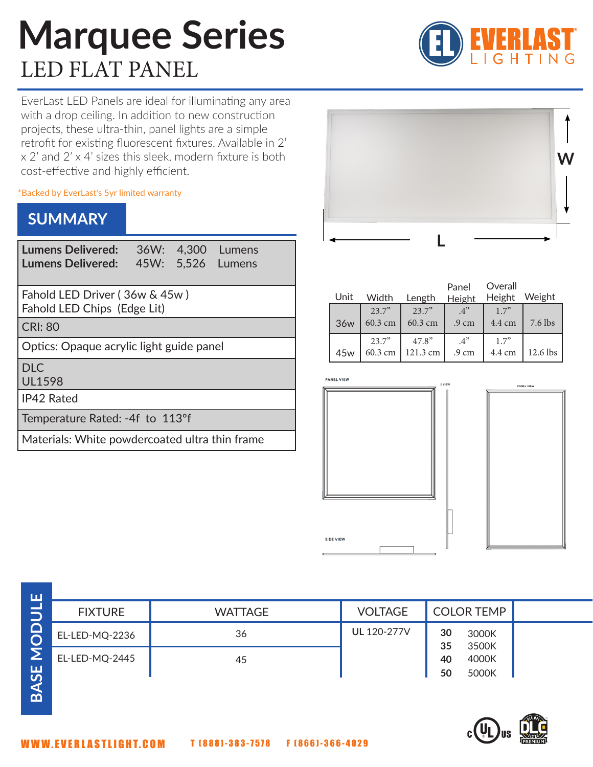# Marquee Series

## LED FLAT PANEL

EVERLAST LIGHTING

EverLast LED Panels are ideal for illuminating any area with a drop ceiling. In addition to new construction projects, these ultra-thin, panel lights are a simple retrofit for existing fluorescent fixtures. Available in 2' x 2' and 2' x 4' sizes this sleek, modern fixture is both cost-effective and highly efficient.

*Backed by EverLast's 5yr limited warranty

## SUMMARY

| | |
|---|---|
| **Lumens Delivered:** 36W: 4,300 Lumens<br>**Lumens Delivered:** 45W: 5,526 Lumens | |
| Fahold LED Driver ( 36w & 45w )<br>Fahold LED Chips (Edge Lit) | |
| CRI: 80 | |
| Optics: Opaque acrylic light guide panel | |
| DLC<br>UL1598 | |
| IP42 Rated | |
| Temperature Rated: -4f to 113°f | |
| Materials: White powdercoated ultra thin frame | |

W

L

| Unit | Width | Length | Panel Height | Overall Height | Weight |
|---|---|---|---|---|---|
| 36w | 23.7" 60.3 cm | 23.7" 60.3 cm | .4" .9 cm | 1.7" 4.4 cm | 7.6 lbs |
| 45w | 23.7" 60.3 cm | 47.8" 121.3 cm | .4" .9 cm | 1.7" 4.4 cm | 12.6 lbs |

PANEL VIEW

E VIEW

PANEL VIEW

SIDE VIEW

## BASE MODULE

| FIXTURE | WATTAGE | VOLTAGE | COLOR TEMP |
|---|---|---|---|
| EL-LED-MQ-2236 | 36 | UL 120-277V | **30** 3000K<br>**35** 3500K<br>**40** 4000K<br>**50** 5000K |
| EL-LED-MQ-2445 | 45 | | |

WWW.EVERLASTLIGHT.COM T (888)-383-7578 F (866)-366-4029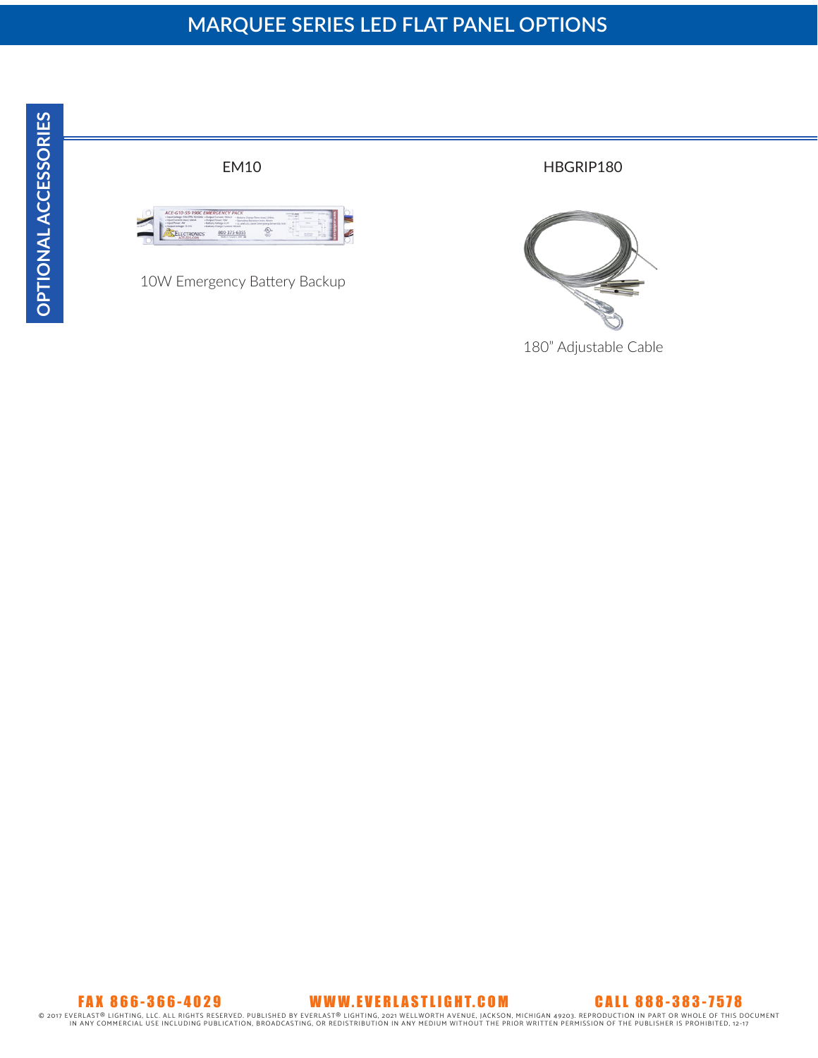# MARQUEE SERIES LED FLAT PANEL OPTIONS

## OPTIONAL ACCESSORIES

EM10

10W Emergency Battery Backup

HBGRIP180

180" Adjustable Cable

FAX 866-366-4029 WWW.EVERLASTLIGHT.COM CALL 888-383-7578

© 2017 EVERLAST® LIGHTING, LLC. ALL RIGHTS RESERVED. PUBLISHED BY EVERLAST® LIGHTING, 2021 WELLWORTH AVENUE, JACKSON, MICHIGAN 49203. REPRODUCTION IN PART OR WHOLE OF THIS DOCUMENT IN ANY COMMERCIAL USE INCLUDING PUBLICATION, BROADCASTING, OR REDISTRIBUTION IN ANY MEDIUM WITHOUT THE PRIOR WRITTEN PERMISSION OF THE PUBLISHER IS PROHIBITED, 12-17